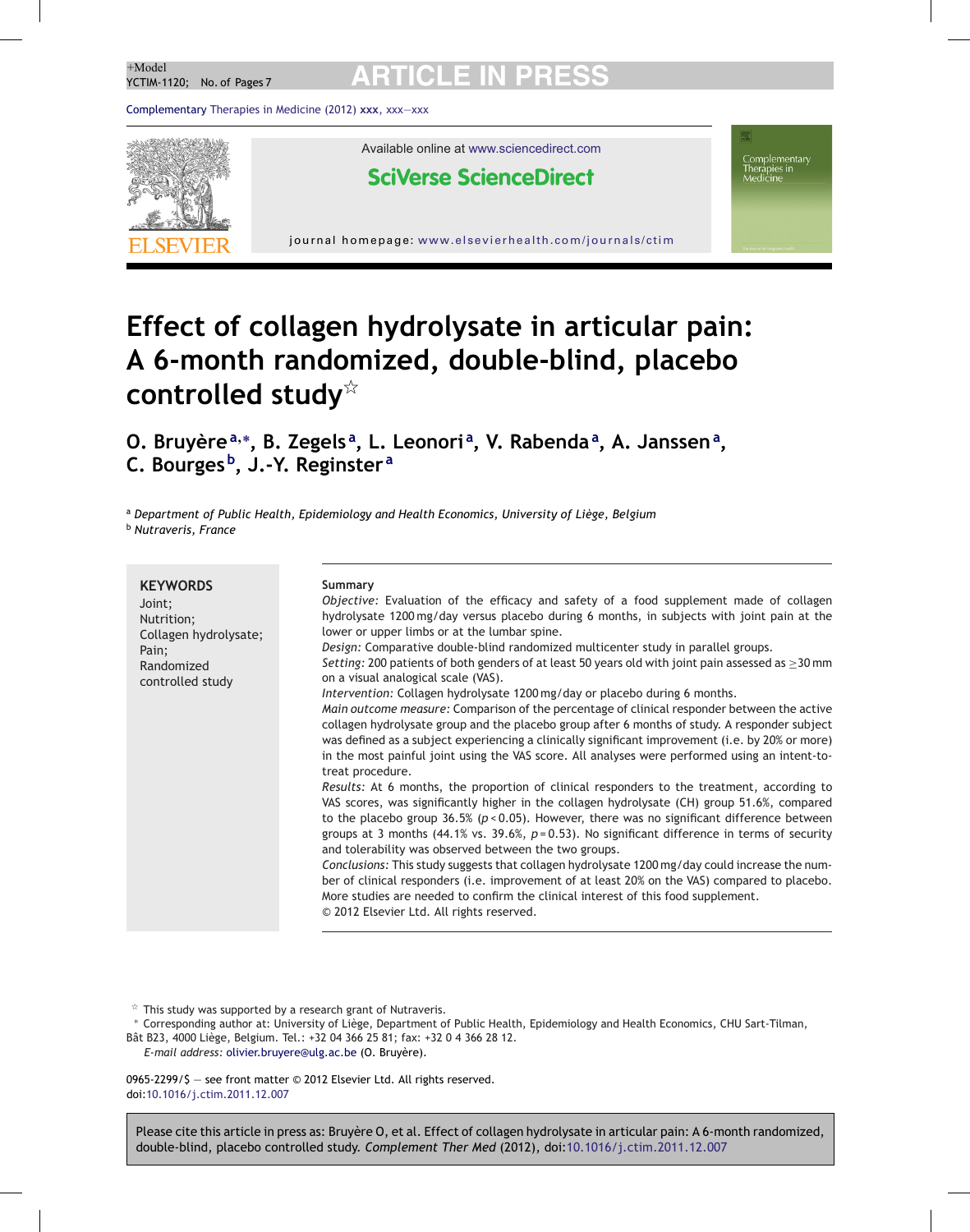# Effect of collagen hydrolysate in articular pain: A 6-month randomized, double-blind, placebo controlled study☆

**O. Bruyère[a,*], B. Zegels[a], L. Leonori[a], V. Rabenda[a], A. Janssen[a], C. Bourges[b], J.-Y. Reginster[a]**

[a] *Department of Public Health, Epidemiology and Health Economics, University of Liège, Belgium*
[b] *Nutraveris, France*

**KEYWORDS**
Joint;
Nutrition;
Collagen hydrolysate;
Pain;
Randomized controlled study

**Summary**

*Objective:* Evaluation of the efficacy and safety of a food supplement made of collagen hydrolysate 1200 mg/day versus placebo during 6 months, in subjects with joint pain at the lower or upper limbs or at the lumbar spine.

*Design:* Comparative double-blind randomized multicenter study in parallel groups.

*Setting:* 200 patients of both genders of at least 50 years old with joint pain assessed as $\geq$30 mm on a visual analogical scale (VAS).

*Intervention:* Collagen hydrolysate 1200 mg/day or placebo during 6 months.

*Main outcome measure:* Comparison of the percentage of clinical responder between the active collagen hydrolysate group and the placebo group after 6 months of study. A responder subject was defined as a subject experiencing a clinically significant improvement (i.e. by 20% or more) in the most painful joint using the VAS score. All analyses were performed using an intent-to-treat procedure.

*Results:* At 6 months, the proportion of clinical responders to the treatment, according to VAS scores, was significantly higher in the collagen hydrolysate (CH) group 51.6%, compared to the placebo group 36.5% ($p < 0.05$). However, there was no significant difference between groups at 3 months (44.1% vs. 39.6%, $p = 0.53$). No significant difference in terms of security and tolerability was observed between the two groups.

*Conclusions:* This study suggests that collagen hydrolysate 1200 mg/day could increase the number of clinical responders (i.e. improvement of at least 20% on the VAS) compared to placebo. More studies are needed to confirm the clinical interest of this food supplement.

© 2012 Elsevier Ltd. All rights reserved.

☆ This study was supported by a research grant of Nutraveris.

\* Corresponding author at: University of Liège, Department of Public Health, Epidemiology and Health Economics, CHU Sart-Tilman, Bât B23, 4000 Liège, Belgium. Tel.: +32 04 366 25 81; fax: +32 0 4 366 28 12.

*E-mail address:* olivier.bruyere@ulg.ac.be (O. Bruyère).

0965-2299/$ — see front matter © 2012 Elsevier Ltd. All rights reserved.
doi:10.1016/j.ctim.2011.12.007

Please cite this article in press as: Bruyère O, et al. Effect of collagen hydrolysate in articular pain: A 6-month randomized, double-blind, placebo controlled study. *Complement Ther Med* (2012), doi:10.1016/j.ctim.2011.12.007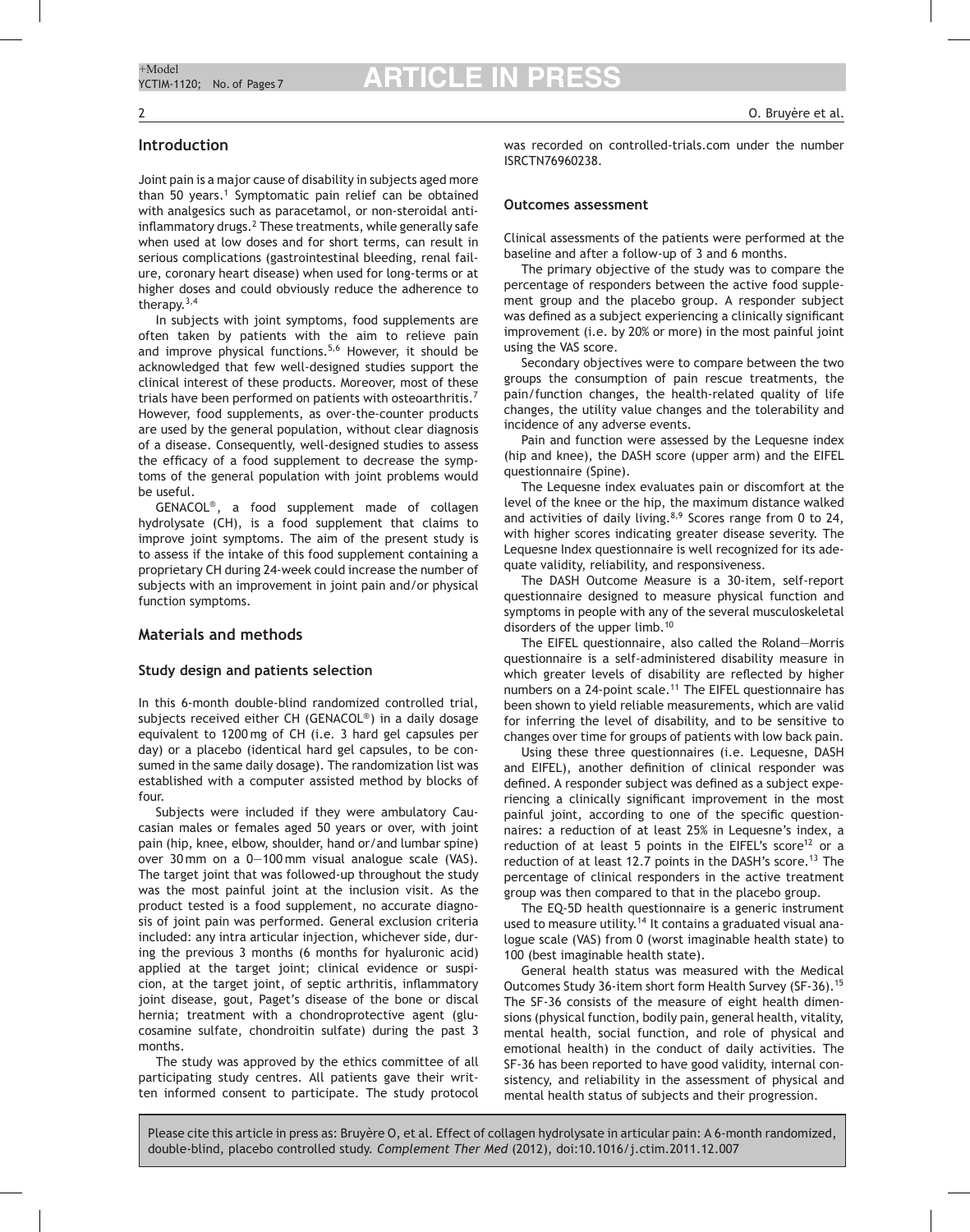## Introduction

Joint pain is a major cause of disability in subjects aged more than 50 years.[1] Symptomatic pain relief can be obtained with analgesics such as paracetamol, or non-steroidal anti-inflammatory drugs.[2] These treatments, while generally safe when used at low doses and for short terms, can result in serious complications (gastrointestinal bleeding, renal failure, coronary heart disease) when used for long-terms or at higher doses and could obviously reduce the adherence to therapy.[3,4]

In subjects with joint symptoms, food supplements are often taken by patients with the aim to relieve pain and improve physical functions.[5,6] However, it should be acknowledged that few well-designed studies support the clinical interest of these products. Moreover, most of these trials have been performed on patients with osteoarthritis.[7] However, food supplements, as over-the-counter products are used by the general population, without clear diagnosis of a disease. Consequently, well-designed studies to assess the efficacy of a food supplement to decrease the symptoms of the general population with joint problems would be useful.

GENACOL®, a food supplement made of collagen hydrolysate (CH), is a food supplement that claims to improve joint symptoms. The aim of the present study is to assess if the intake of this food supplement containing a proprietary CH during 24-week could increase the number of subjects with an improvement in joint pain and/or physical function symptoms.

## Materials and methods

### Study design and patients selection

In this 6-month double-blind randomized controlled trial, subjects received either CH (GENACOL®) in a daily dosage equivalent to 1200 mg of CH (i.e. 3 hard gel capsules per day) or a placebo (identical hard gel capsules, to be consumed in the same daily dosage). The randomization list was established with a computer assisted method by blocks of four.

Subjects were included if they were ambulatory Caucasian males or females aged 50 years or over, with joint pain (hip, knee, elbow, shoulder, hand or/and lumbar spine) over 30 mm on a 0–100 mm visual analogue scale (VAS). The target joint that was followed-up throughout the study was the most painful joint at the inclusion visit. As the product tested is a food supplement, no accurate diagnosis of joint pain was performed. General exclusion criteria included: any intra articular injection, whichever side, during the previous 3 months (6 months for hyaluronic acid) applied at the target joint; clinical evidence or suspicion, at the target joint, of septic arthritis, inflammatory joint disease, gout, Paget's disease of the bone or discal hernia; treatment with a chondroprotective agent (glucosamine sulfate, chondroitin sulfate) during the past 3 months.

The study was approved by the ethics committee of all participating study centres. All patients gave their written informed consent to participate. The study protocol was recorded on controlled-trials.com under the number ISRCTN76960238.

### Outcomes assessment

Clinical assessments of the patients were performed at the baseline and after a follow-up of 3 and 6 months.

The primary objective of the study was to compare the percentage of responders between the active food supplement group and the placebo group. A responder subject was defined as a subject experiencing a clinically significant improvement (i.e. by 20% or more) in the most painful joint using the VAS score.

Secondary objectives were to compare between the two groups the consumption of pain rescue treatments, the pain/function changes, the health-related quality of life changes, the utility value changes and the tolerability and incidence of any adverse events.

Pain and function were assessed by the Lequesne index (hip and knee), the DASH score (upper arm) and the EIFEL questionnaire (Spine).

The Lequesne index evaluates pain or discomfort at the level of the knee or the hip, the maximum distance walked and activities of daily living.[8,9] Scores range from 0 to 24, with higher scores indicating greater disease severity. The Lequesne Index questionnaire is well recognized for its adequate validity, reliability, and responsiveness.

The DASH Outcome Measure is a 30-item, self-report questionnaire designed to measure physical function and symptoms in people with any of the several musculoskeletal disorders of the upper limb.[10]

The EIFEL questionnaire, also called the Roland–Morris questionnaire is a self-administered disability measure in which greater levels of disability are reflected by higher numbers on a 24-point scale.[11] The EIFEL questionnaire has been shown to yield reliable measurements, which are valid for inferring the level of disability, and to be sensitive to changes over time for groups of patients with low back pain.

Using these three questionnaires (i.e. Lequesne, DASH and EIFEL), another definition of clinical responder was defined. A responder subject was defined as a subject experiencing a clinically significant improvement in the most painful joint, according to one of the specific questionnaires: a reduction of at least 25% in Lequesne's index, a reduction of at least 5 points in the EIFEL's score[12] or a reduction of at least 12.7 points in the DASH's score.[13] The percentage of clinical responders in the active treatment group was then compared to that in the placebo group.

The EQ-5D health questionnaire is a generic instrument used to measure utility.[14] It contains a graduated visual analogue scale (VAS) from 0 (worst imaginable health state) to 100 (best imaginable health state).

General health status was measured with the Medical Outcomes Study 36-item short form Health Survey (SF-36).[15] The SF-36 consists of the measure of eight health dimensions (physical function, bodily pain, general health, vitality, mental health, social function, and role of physical and emotional health) in the conduct of daily activities. The SF-36 has been reported to have good validity, internal consistency, and reliability in the assessment of physical and mental health status of subjects and their progression.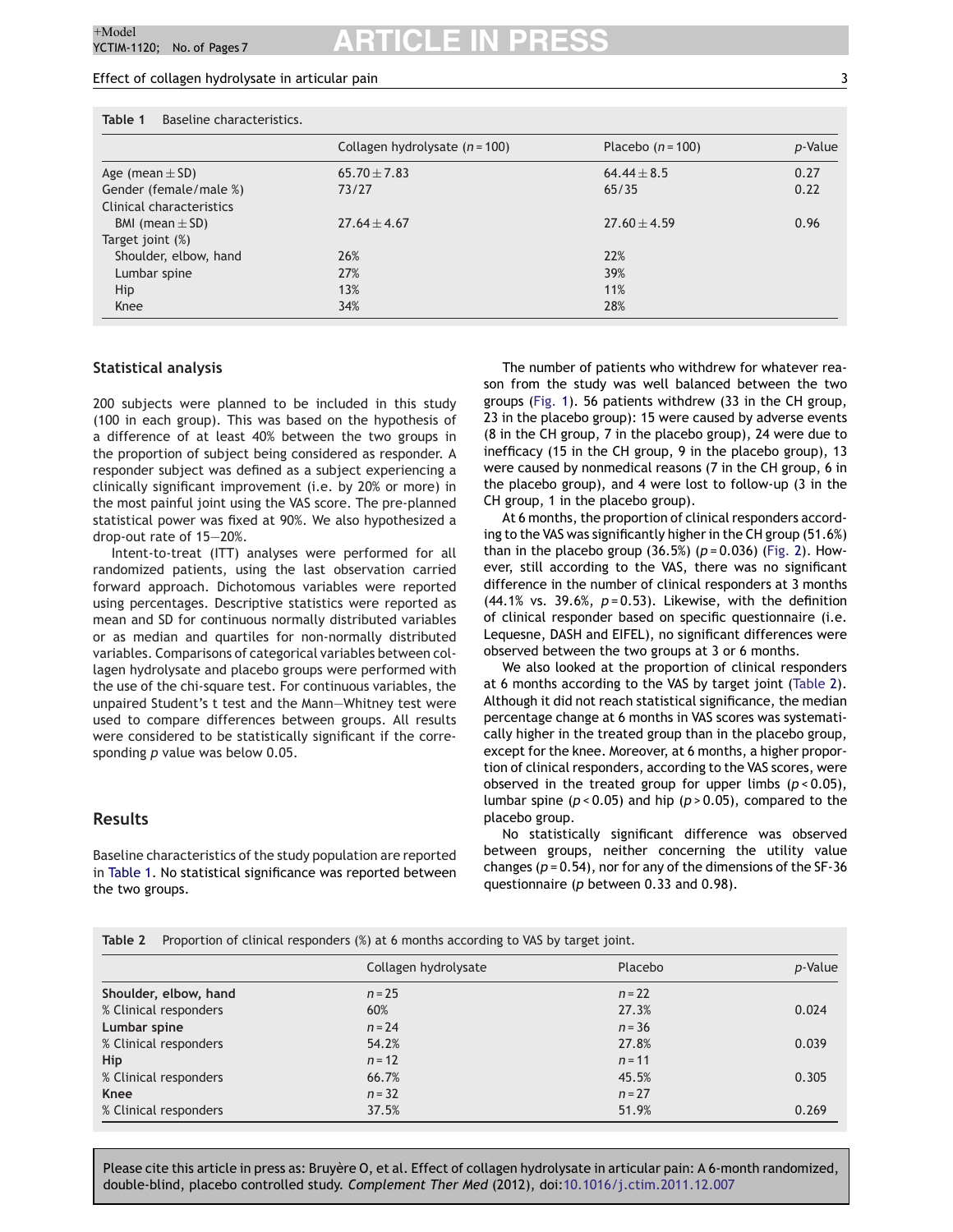**Table 1** Baseline characteristics.

| | Collagen hydrolysate ($n = 100$) | Placebo ($n = 100$) | $p$-Value |
|---|---|---|---|
| Age (mean ± SD) | 65.70 ± 7.83 | 64.44 ± 8.5 | 0.27 |
| Gender (female/male %) | 73/27 | 65/35 | 0.22 |
| Clinical characteristics | | | |
| BMI (mean ± SD) | 27.64 ± 4.67 | 27.60 ± 4.59 | 0.96 |
| Target joint (%) | | | |
| Shoulder, elbow, hand | 26% | 22% | |
| Lumbar spine | 27% | 39% | |
| Hip | 13% | 11% | |
| Knee | 34% | 28% | |

## Statistical analysis

200 subjects were planned to be included in this study (100 in each group). This was based on the hypothesis of a difference of at least 40% between the two groups in the proportion of subject being considered as responder. A responder subject was defined as a subject experiencing a clinically significant improvement (i.e. by 20% or more) in the most painful joint using the VAS score. The pre-planned statistical power was fixed at 90%. We also hypothesized a drop-out rate of 15–20%.

Intent-to-treat (ITT) analyses were performed for all randomized patients, using the last observation carried forward approach. Dichotomous variables were reported using percentages. Descriptive statistics were reported as mean and SD for continuous normally distributed variables or as median and quartiles for non-normally distributed variables. Comparisons of categorical variables between collagen hydrolysate and placebo groups were performed with the use of the chi-square test. For continuous variables, the unpaired Student's t test and the Mann–Whitney test were used to compare differences between groups. All results were considered to be statistically significant if the corresponding $p$ value was below 0.05.

## Results

Baseline characteristics of the study population are reported in Table 1. No statistical significance was reported between the two groups.

The number of patients who withdrew for whatever reason from the study was well balanced between the two groups (Fig. 1). 56 patients withdrew (33 in the CH group, 23 in the placebo group): 15 were caused by adverse events (8 in the CH group, 7 in the placebo group), 24 were due to inefficacy (15 in the CH group, 9 in the placebo group), 13 were caused by nonmedical reasons (7 in the CH group, 6 in the placebo group), and 4 were lost to follow-up (3 in the CH group, 1 in the placebo group).

At 6 months, the proportion of clinical responders according to the VAS was significantly higher in the CH group (51.6%) than in the placebo group (36.5%) ($p = 0.036$) (Fig. 2). However, still according to the VAS, there was no significant difference in the number of clinical responders at 3 months (44.1% vs. 39.6%, $p = 0.53$). Likewise, with the definition of clinical responder based on specific questionnaire (i.e. Lequesne, DASH and EIFEL), no significant differences were observed between the two groups at 3 or 6 months.

We also looked at the proportion of clinical responders at 6 months according to the VAS by target joint (Table 2). Although it did not reach statistical significance, the median percentage change at 6 months in VAS scores was systematically higher in the treated group than in the placebo group, except for the knee. Moreover, at 6 months, a higher proportion of clinical responders, according to the VAS scores, were observed in the treated group for upper limbs ($p < 0.05$), lumbar spine ($p < 0.05$) and hip ($p > 0.05$), compared to the placebo group.

No statistically significant difference was observed between groups, neither concerning the utility value changes ($p = 0.54$), nor for any of the dimensions of the SF-36 questionnaire ($p$ between 0.33 and 0.98).

**Table 2** Proportion of clinical responders (%) at 6 months according to VAS by target joint.

| | Collagen hydrolysate | Placebo | $p$-Value |
|---|---|---|---|
| **Shoulder, elbow, hand** | $n = 25$ | $n = 22$ | |
| % Clinical responders | 60% | 27.3% | 0.024 |
| **Lumbar spine** | $n = 24$ | $n = 36$ | |
| % Clinical responders | 54.2% | 27.8% | 0.039 |
| **Hip** | $n = 12$ | $n = 11$ | |
| % Clinical responders | 66.7% | 45.5% | 0.305 |
| **Knee** | $n = 32$ | $n = 27$ | |
| % Clinical responders | 37.5% | 51.9% | 0.269 |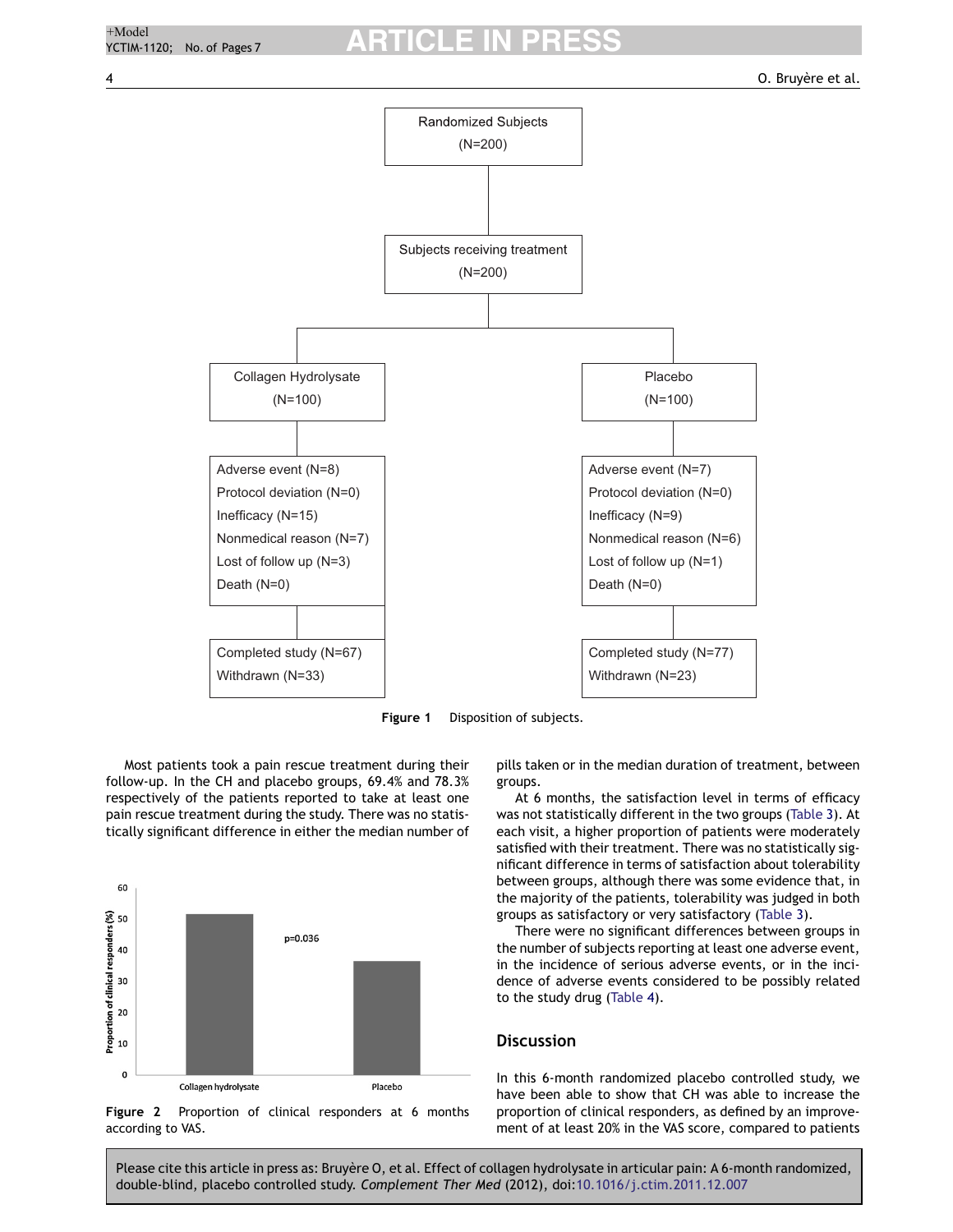Randomized Subjects (N=200)

Subjects receiving treatment (N=200)

| Collagen Hydrolysate (N=100) | Placebo (N=100) |
| --- | --- |
| Adverse event (N=8) | Adverse event (N=7) |
| Protocol deviation (N=0) | Protocol deviation (N=0) |
| Inefficacy (N=15) | Inefficacy (N=9) |
| Nonmedical reason (N=7) | Nonmedical reason (N=6) |
| Lost of follow up (N=3) | Lost of follow up (N=1) |
| Death (N=0) | Death (N=0) |
| Completed study (N=67) | Completed study (N=77) |
| Withdrawn (N=33) | Withdrawn (N=23) |

**Figure 1** Disposition of subjects.

Most patients took a pain rescue treatment during their follow-up. In the CH and placebo groups, 69.4% and 78.3% respectively of the patients reported to take at least one pain rescue treatment during the study. There was no statistically significant difference in either the median number of pills taken or in the median duration of treatment, between groups.

**Figure 2** Proportion of clinical responders at 6 months according to VAS.

At 6 months, the satisfaction level in terms of efficacy was not statistically different in the two groups (Table 3). At each visit, a higher proportion of patients were moderately satisfied with their treatment. There was no statistically significant difference in terms of satisfaction about tolerability between groups, although there was some evidence that, in the majority of the patients, tolerability was judged in both groups as satisfactory or very satisfactory (Table 3).

There were no significant differences between groups in the number of subjects reporting at least one adverse event, in the incidence of serious adverse events, or in the incidence of adverse events considered to be possibly related to the study drug (Table 4).

## Discussion

In this 6-month randomized placebo controlled study, we have been able to show that CH was able to increase the proportion of clinical responders, as defined by an improvement of at least 20% in the VAS score, compared to patients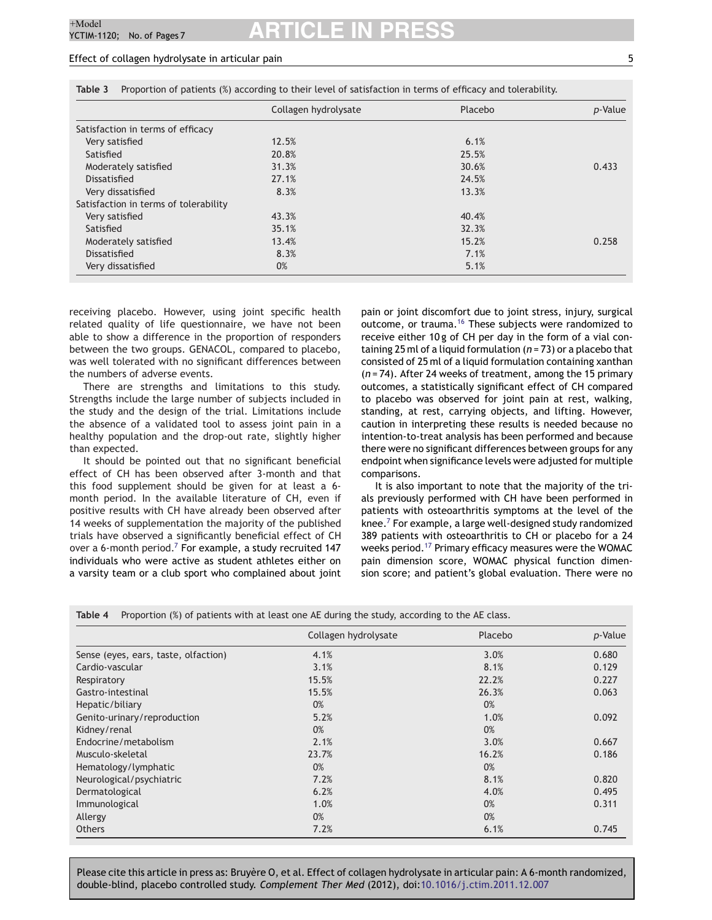**Table 3** Proportion of patients (%) according to their level of satisfaction in terms of efficacy and tolerability.

| | Collagen hydrolysate | Placebo | *p*-Value |
|---|---|---|---|
| Satisfaction in terms of efficacy | | | |
| Very satisfied | 12.5% | 6.1% | |
| Satisfied | 20.8% | 25.5% | |
| Moderately satisfied | 31.3% | 30.6% | 0.433 |
| Dissatisfied | 27.1% | 24.5% | |
| Very dissatisfied | 8.3% | 13.3% | |
| Satisfaction in terms of tolerability | | | |
| Very satisfied | 43.3% | 40.4% | |
| Satisfied | 35.1% | 32.3% | |
| Moderately satisfied | 13.4% | 15.2% | 0.258 |
| Dissatisfied | 8.3% | 7.1% | |
| Very dissatisfied | 0% | 5.1% | |

receiving placebo. However, using joint specific health related quality of life questionnaire, we have not been able to show a difference in the proportion of responders between the two groups. GENACOL, compared to placebo, was well tolerated with no significant differences between the numbers of adverse events.

There are strengths and limitations to this study. Strengths include the large number of subjects included in the study and the design of the trial. Limitations include the absence of a validated tool to assess joint pain in a healthy population and the drop-out rate, slightly higher than expected.

It should be pointed out that no significant beneficial effect of CH has been observed after 3-month and that this food supplement should be given for at least a 6-month period. In the available literature of CH, even if positive results with CH have already been observed after 14 weeks of supplementation the majority of the published trials have observed a significantly beneficial effect of CH over a 6-month period.[7] For example, a study recruited 147 individuals who were active as student athletes either on a varsity team or a club sport who complained about joint pain or joint discomfort due to joint stress, injury, surgical outcome, or trauma.[16] These subjects were randomized to receive either 10 g of CH per day in the form of a vial containing 25 ml of a liquid formulation ($n = 73$) or a placebo that consisted of 25 ml of a liquid formulation containing xanthan ($n = 74$). After 24 weeks of treatment, among the 15 primary outcomes, a statistically significant effect of CH compared to placebo was observed for joint pain at rest, walking, standing, at rest, carrying objects, and lifting. However, caution in interpreting these results is needed because no intention-to-treat analysis has been performed and because there were no significant differences between groups for any endpoint when significance levels were adjusted for multiple comparisons.

It is also important to note that the majority of the trials previously performed with CH have been performed in patients with osteoarthritis symptoms at the level of the knee.[7] For example, a large well-designed study randomized 389 patients with osteoarthritis to CH or placebo for a 24 weeks period.[17] Primary efficacy measures were the WOMAC pain dimension score, WOMAC physical function dimension score; and patient's global evaluation. There were no

**Table 4** Proportion (%) of patients with at least one AE during the study, according to the AE class.

| | Collagen hydrolysate | Placebo | *p*-Value |
|---|---|---|---|
| Sense (eyes, ears, taste, olfaction) | 4.1% | 3.0% | 0.680 |
| Cardio-vascular | 3.1% | 8.1% | 0.129 |
| Respiratory | 15.5% | 22.2% | 0.227 |
| Gastro-intestinal | 15.5% | 26.3% | 0.063 |
| Hepatic/biliary | 0% | 0% | |
| Genito-urinary/reproduction | 5.2% | 1.0% | 0.092 |
| Kidney/renal | 0% | 0% | |
| Endocrine/metabolism | 2.1% | 3.0% | 0.667 |
| Musculo-skeletal | 23.7% | 16.2% | 0.186 |
| Hematology/lymphatic | 0% | 0% | |
| Neurological/psychiatric | 7.2% | 8.1% | 0.820 |
| Dermatological | 6.2% | 4.0% | 0.495 |
| Immunological | 1.0% | 0% | 0.311 |
| Allergy | 0% | 0% | |
| Others | 7.2% | 6.1% | 0.745 |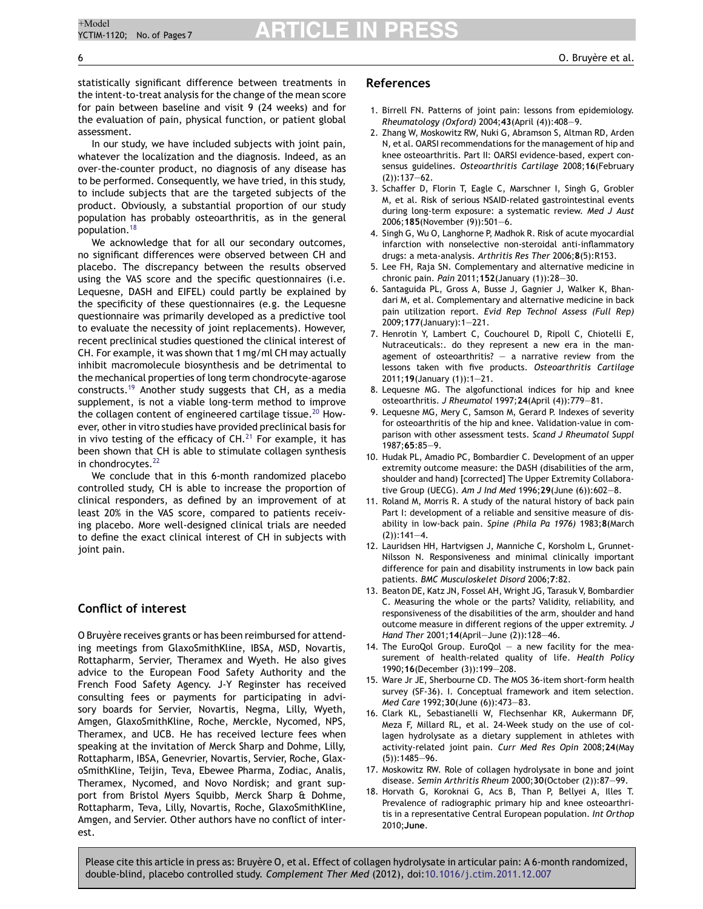statistically significant difference between treatments in the intent-to-treat analysis for the change of the mean score for pain between baseline and visit 9 (24 weeks) and for the evaluation of pain, physical function, or patient global assessment.

In our study, we have included subjects with joint pain, whatever the localization and the diagnosis. Indeed, as an over-the-counter product, no diagnosis of any disease has to be performed. Consequently, we have tried, in this study, to include subjects that are the targeted subjects of the product. Obviously, a substantial proportion of our study population has probably osteoarthritis, as in the general population.[18]

We acknowledge that for all our secondary outcomes, no significant differences were observed between CH and placebo. The discrepancy between the results observed using the VAS score and the specific questionnaires (i.e. Lequesne, DASH and EIFEL) could partly be explained by the specificity of these questionnaires (e.g. the Lequesne questionnaire was primarily developed as a predictive tool to evaluate the necessity of joint replacements). However, recent preclinical studies questioned the clinical interest of CH. For example, it was shown that 1 mg/ml CH may actually inhibit macromolecule biosynthesis and be detrimental to the mechanical properties of long term chondrocyte-agarose constructs.[19] Another study suggests that CH, as a media supplement, is not a viable long-term method to improve the collagen content of engineered cartilage tissue.[20] However, other in vitro studies have provided preclinical basis for in vivo testing of the efficacy of CH.[21] For example, it has been shown that CH is able to stimulate collagen synthesis in chondrocytes.[22]

We conclude that in this 6-month randomized placebo controlled study, CH is able to increase the proportion of clinical responders, as defined by an improvement of at least 20% in the VAS score, compared to patients receiving placebo. More well-designed clinical trials are needed to define the exact clinical interest of CH in subjects with joint pain.

## Conflict of interest

O Bruyère receives grants or has been reimbursed for attending meetings from GlaxoSmithKline, IBSA, MSD, Novartis, Rottapharm, Servier, Theramex and Wyeth. He also gives advice to the European Food Safety Authority and the French Food Safety Agency. J-Y Reginster has received consulting fees or payments for participating in advisory boards for Servier, Novartis, Negma, Lilly, Wyeth, Amgen, GlaxoSmithKline, Roche, Merckle, Nycomed, NPS, Theramex, and UCB. He has received lecture fees when speaking at the invitation of Merck Sharp and Dohme, Lilly, Rottapharm, IBSA, Genevrier, Novartis, Servier, Roche, GlaxoSmithKline, Teijin, Teva, Ebewee Pharma, Zodiac, Analis, Theramex, Nycomed, and Novo Nordisk; and grant support from Bristol Myers Squibb, Merck Sharp & Dohme, Rottapharm, Teva, Lilly, Novartis, Roche, GlaxoSmithKline, Amgen, and Servier. Other authors have no conflict of interest.

## References

1. Birrell FN. Patterns of joint pain: lessons from epidemiology. *Rheumatology (Oxford)* 2004;**43**(April (4)):408—9.
2. Zhang W, Moskowitz RW, Nuki G, Abramson S, Altman RD, Arden N, et al. OARSI recommendations for the management of hip and knee osteoarthritis. Part II: OARSI evidence-based, expert consensus guidelines. *Osteoarthritis Cartilage* 2008;**16**(February (2)):137—62.
3. Schaffer D, Florin T, Eagle C, Marschner I, Singh G, Grobler M, et al. Risk of serious NSAID-related gastrointestinal events during long-term exposure: a systematic review. *Med J Aust* 2006;**185**(November (9)):501—6.
4. Singh G, Wu O, Langhorne P, Madhok R. Risk of acute myocardial infarction with nonselective non-steroidal anti-inflammatory drugs: a meta-analysis. *Arthritis Res Ther* 2006;**8**(5):R153.
5. Lee FH, Raja SN. Complementary and alternative medicine in chronic pain. *Pain* 2011;**152**(January (1)):28—30.
6. Santaguida PL, Gross A, Busse J, Gagnier J, Walker K, Bhandari M, et al. Complementary and alternative medicine in back pain utilization report. *Evid Rep Technol Assess (Full Rep)* 2009;**177**(January):1—221.
7. Henrotin Y, Lambert C, Couchourel D, Ripoll C, Chiotelli E, Nutraceuticals:. do they represent a new era in the management of osteoarthritis? — a narrative review from the lessons taken with five products. *Osteoarthritis Cartilage* 2011;**19**(January (1)):1—21.
8. Lequesne MG. The algofunctional indices for hip and knee osteoarthritis. *J Rheumatol* 1997;**24**(April (4)):779—81.
9. Lequesne MG, Mery C, Samson M, Gerard P. Indexes of severity for osteoarthritis of the hip and knee. Validation-value in comparison with other assessment tests. *Scand J Rheumatol Suppl* 1987;**65**:85—9.
10. Hudak PL, Amadio PC, Bombardier C. Development of an upper extremity outcome measure: the DASH (disabilities of the arm, shoulder and hand) [corrected] The Upper Extremity Collaborative Group (UECG). *Am J Ind Med* 1996;**29**(June (6)):602—8.
11. Roland M, Morris R. A study of the natural history of back pain Part I: development of a reliable and sensitive measure of disability in low-back pain. *Spine (Phila Pa 1976)* 1983;**8**(March (2)):141—4.
12. Lauridsen HH, Hartvigsen J, Manniche C, Korsholm L, Grunnet-Nilsson N. Responsiveness and minimal clinically important difference for pain and disability instruments in low back pain patients. *BMC Musculoskelet Disord* 2006;**7**:82.
13. Beaton DE, Katz JN, Fossel AH, Wright JG, Tarasuk V, Bombardier C. Measuring the whole or the parts? Validity, reliability, and responsiveness of the disabilities of the arm, shoulder and hand outcome measure in different regions of the upper extremity. *J Hand Ther* 2001;**14**(April—June (2)):128—46.
14. The EuroQol Group. EuroQol — a new facility for the measurement of health-related quality of life. *Health Policy* 1990;**16**(December (3)):199—208.
15. Ware Jr JE, Sherbourne CD. The MOS 36-item short-form health survey (SF-36). I. Conceptual framework and item selection. *Med Care* 1992;**30**(June (6)):473—83.
16. Clark KL, Sebastianelli W, Flechsenhar KR, Aukermann DF, Meza F, Millard RL, et al. 24-Week study on the use of collagen hydrolysate as a dietary supplement in athletes with activity-related joint pain. *Curr Med Res Opin* 2008;**24**(May (5)):1485—96.
17. Moskowitz RW. Role of collagen hydrolysate in bone and joint disease. *Semin Arthritis Rheum* 2000;**30**(October (2)):87—99.
18. Horvath G, Koroknai G, Acs B, Than P, Bellyei A, Illes T. Prevalence of radiographic primary hip and knee osteoarthritis in a representative Central European population. *Int Orthop* 2010;**June**.

Please cite this article in press as: Bruyère O, et al. Effect of collagen hydrolysate in articular pain: A 6-month randomized, double-blind, placebo controlled study. *Complement Ther Med* (2012), doi:10.1016/j.ctim.2011.12.007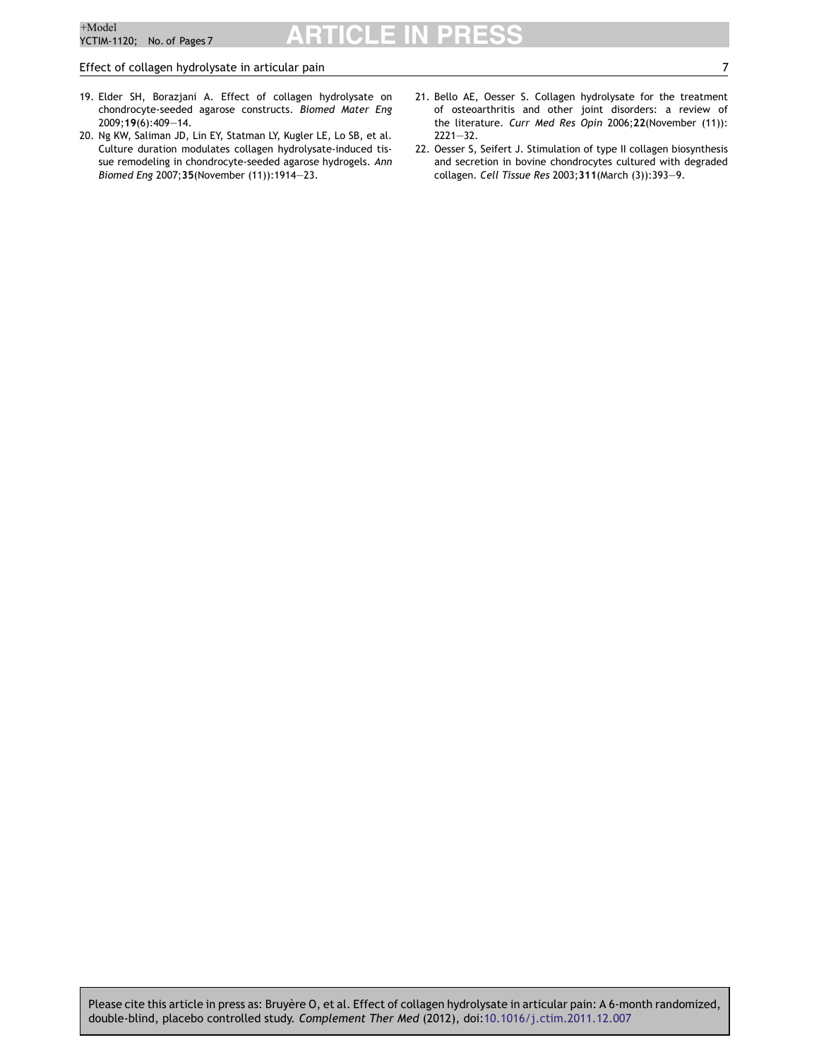19. Elder SH, Borazjani A. Effect of collagen hydrolysate on chondrocyte-seeded agarose constructs. *Biomed Mater Eng* 2009;**19**(6):409–14.
20. Ng KW, Saliman JD, Lin EY, Statman LY, Kugler LE, Lo SB, et al. Culture duration modulates collagen hydrolysate-induced tissue remodeling in chondrocyte-seeded agarose hydrogels. *Ann Biomed Eng* 2007;**35**(November (11)):1914–23.
21. Bello AE, Oesser S. Collagen hydrolysate for the treatment of osteoarthritis and other joint disorders: a review of the literature. *Curr Med Res Opin* 2006;**22**(November (11)): 2221–32.
22. Oesser S, Seifert J. Stimulation of type II collagen biosynthesis and secretion in bovine chondrocytes cultured with degraded collagen. *Cell Tissue Res* 2003;**311**(March (3)):393–9.

Please cite this article in press as: Bruyère O, et al. Effect of collagen hydrolysate in articular pain: A 6-month randomized, double-blind, placebo controlled study. *Complement Ther Med* (2012), doi:10.1016/j.ctim.2011.12.007